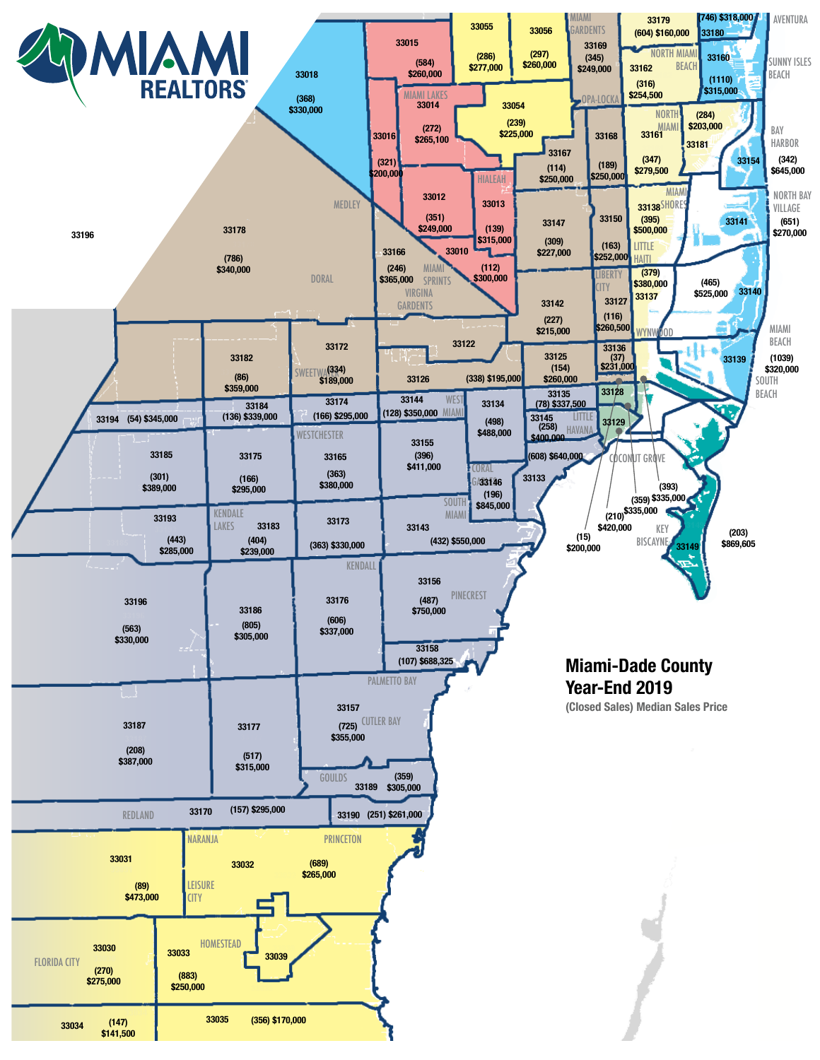# MIAMI REALTORS®

## Miami-Dade County Year-End 2019

(Closed Sales) Median Sales Price

| ZIP Code | Area | Closed Sales | Median Sales Price |
|---|---|---|---|
| 33015 | | (584) | $260,000 |
| 33055 | | (286) | $277,000 |
| 33056 | | (297) | $260,000 |
| 33169 | Miami Gardens | (345) | $249,000 |
| 33179 | | (604) | $160,000 |
| 33180 | Aventura | (746) | $318,000 |
| 33018 | | (368) | $330,000 |
| 33014 | Miami Lakes | (272) | $265,100 |
| 33054 | Opa-Locka | (239) | $225,000 |
| 33162 | North Miami Beach | (316) | $254,500 |
| 33160 | Sunny Isles Beach | (1110) | $315,000 |
| 33016 | | (321) | $200,000 |
| 33167 | | (114) | $250,000 |
| 33168 | | (189) | $250,000 |
| 33161 | North Miami | (347) | $279,500 |
| 33181 | | (284) | $203,000 |
| 33154 | Bay Harbor | (342) | $645,000 |
| 33012 | | (351) | $249,000 |
| 33013 | Hialeah | (139) | $315,000 |
| 33147 | | (309) | $227,000 |
| 33150 | Little Haiti | (163) | $252,000 |
| 33138 | Miami Shores | (395) | $500,000 |
| 33141 | North Bay Village | (651) | $270,000 |
| 33178 | Medley / Doral | (786) | $340,000 |
| 33166 | Miami Springs / Virginia Gardens | (246) | $365,000 |
| 33010 | | (112) | $300,000 |
| 33137 | | (379) | $380,000 |
| 33127 | Liberty City | (116) | $260,500 |
| 33140 | Miami Beach | (465) | $525,000 |
| 33142 | | (227) | $215,000 |
| 33136 | Wynwood | (37) | $231,000 |
| 33139 | South Beach | (1039) | $320,000 |
| 33182 | | (86) | $359,000 |
| 33172 | Sweetwater | (334) | $189,000 |
| 33122 | | | |
| 33126 | | (338) | $195,000 |
| 33125 | | (154) | $260,000 |
| 33184 | | (136) | $339,000 |
| 33194 | | (54) | $345,000 |
| 33174 | | (166) | $295,000 |
| 33144 | West Miami | (128) | $350,000 |
| 33134 | | (498) | $488,000 |
| 33135 | | (78) | $337,500 |
| 33145 | Little Havana | (258) | $400,000 |
| 33185 | | (301) | $389,000 |
| 33175 | | (166) | $295,000 |
| 33165 | Westchester | (363) | $380,000 |
| 33155 | | (396) | $411,000 |
| 33133 | Coconut Grove | (608) | $640,000 |
| 33146 | Coral Gables | (196) | $845,000 |
| 33193 | | (443) | $285,000 |
| 33183 | Kendale Lakes | (404) | $239,000 |
| 33173 | | (363) | $330,000 |
| 33143 | South Miami | (432) | $550,000 |
| 33149 | Key Biscayne | (203) | $869,605 |
| 33196 | | (563) | $330,000 |
| 33186 | | (805) | $305,000 |
| 33176 | Kendall | (606) | $337,000 |
| 33156 | Pinecrest | (487) | $750,000 |
| 33158 | | (107) | $688,325 |
| 33187 | | (208) | $387,000 |
| 33177 | | (517) | $315,000 |
| 33157 | Palmetto Bay / Cutler Bay | (725) | $355,000 |
| 33189 | Goulds | (359) | $305,000 |
| 33170 | Redland | (157) | $295,000 |
| 33190 | | (251) | $261,000 |
| 33031 | | (89) | $473,000 |
| 33032 | Naranja / Princeton / Leisure City | (689) | $265,000 |
| 33030 | Florida City | (270) | $275,000 |
| 33033 | Homestead | (883) | $250,000 |
| 33039 | | | |
| 33034 | | (147) | $141,500 |
| 33035 | | (356) | $170,000 |

Downtown callouts (33128, 33129 area): (393) $335,000; (359) $335,000; (210) $420,000; (15) $200,000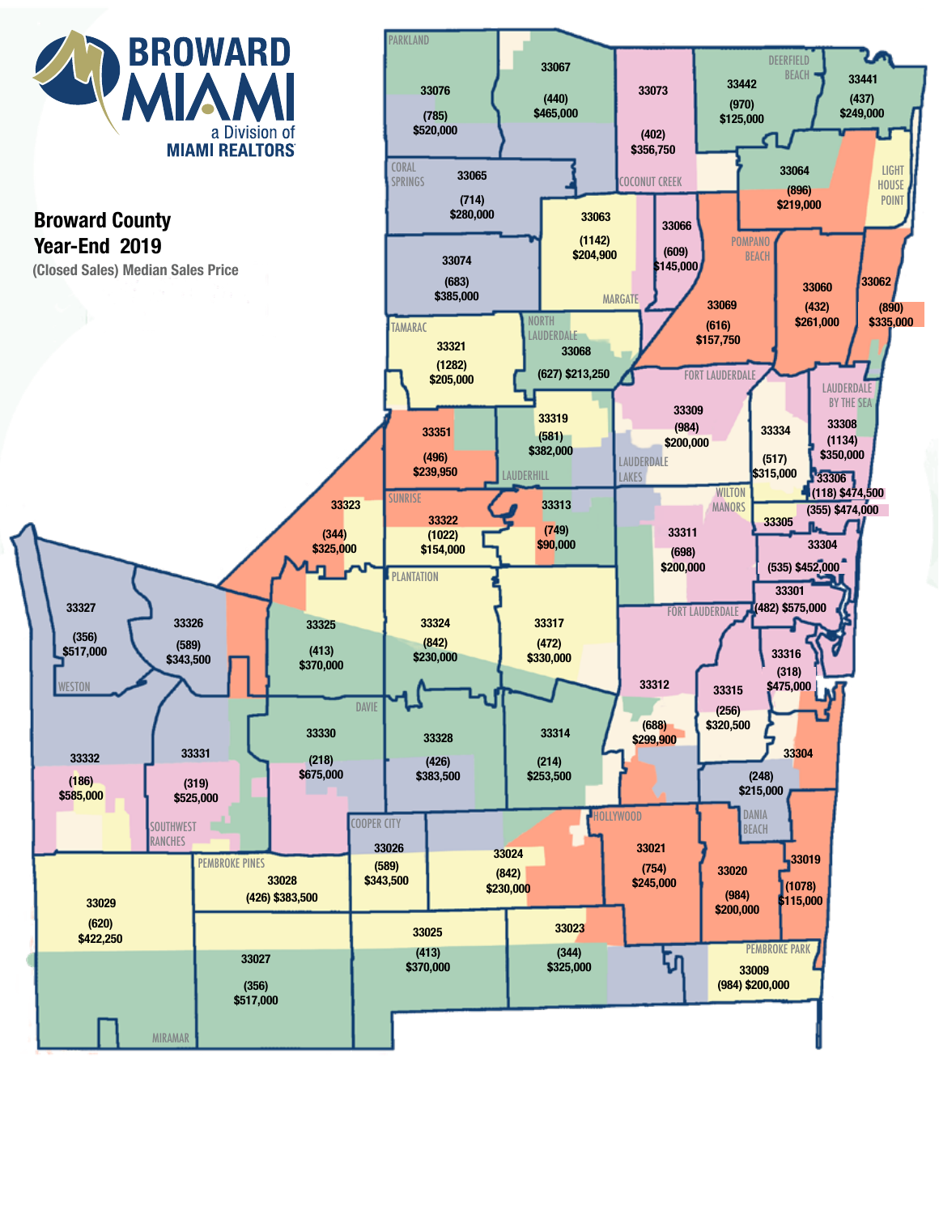BROWARD MIAMI
a Division of
MIAMI REALTORS

## Broward County
## Year-End 2019

(Closed Sales) Median Sales Price

| ZIP Code | Area | Closed Sales | Median Sales Price |
|---|---|---|---|
| 33076 | Parkland | (785) | $520,000 |
| 33067 | | (440) | $465,000 |
| 33073 | Coconut Creek | (402) | $356,750 |
| 33442 | Deerfield Beach | (970) | $125,000 |
| 33441 | | (437) | $249,000 |
| 33065 | Coral Springs | (714) | $280,000 |
| 33064 | Lighthouse Point | (896) | $219,000 |
| 33063 | Margate | (1142) | $204,900 |
| 33066 | | (609) | $145,000 |
| 33074 | | (683) | $385,000 |
| 33069 | Pompano Beach | (616) | $157,750 |
| 33060 | | (432) | $261,000 |
| 33062 | | (890) | $335,000 |
| 33321 | Tamarac | (1282) | $205,000 |
| 33068 | North Lauderdale | (627) | $213,250 |
| 33309 | Fort Lauderdale | (984) | $200,000 |
| 33334 | | (517) | $315,000 |
| 33308 | Lauderdale By The Sea | (1134) | $350,000 |
| 33319 | Lauderhill | (581) | $382,000 |
| 33351 | | (496) | $239,950 |
| 33306 | | (118) | $474,500 |
| 33305 | Wilton Manors | (355) | $474,000 |
| 33323 | | (344) | $325,000 |
| 33322 | Sunrise | (1022) | $154,000 |
| 33313 | | (749) | $90,000 |
| 33311 | Lauderdale Lakes | (698) | $200,000 |
| 33304 | | (535) | $452,000 |
| 33301 | | (482) | $575,000 |
| 33327 | Weston | (356) | $517,000 |
| 33326 | | (589) | $343,500 |
| 33325 | | (413) | $370,000 |
| 33324 | Plantation | (842) | $230,000 |
| 33317 | | (472) | $330,000 |
| 33316 | | (318) | $475,000 |
| 33312 | Fort Lauderdale | (688) | $299,900 |
| 33315 | | (256) | $320,500 |
| 33304 | | (248) | $215,000 |
| 33330 | Davie | (218) | $675,000 |
| 33328 | | (426) | $383,500 |
| 33314 | | (214) | $253,500 |
| 33332 | | (186) | $585,000 |
| 33331 | Southwest Ranches | (319) | $525,000 |
| 33026 | Cooper City | (589) | $343,500 |
| 33024 | | (842) | $230,000 |
| 33021 | Hollywood | (754) | $245,000 |
| 33020 | | (984) | $200,000 |
| 33019 | Dania Beach | (1078) | $115,000 |
| 33029 | | (620) | $422,250 |
| 33028 | Pembroke Pines | (426) | $383,500 |
| 33027 | Miramar | (356) | $517,000 |
| 33025 | | (413) | $370,000 |
| 33023 | | (344) | $325,000 |
| 33009 | Pembroke Park | (984) | $200,000 |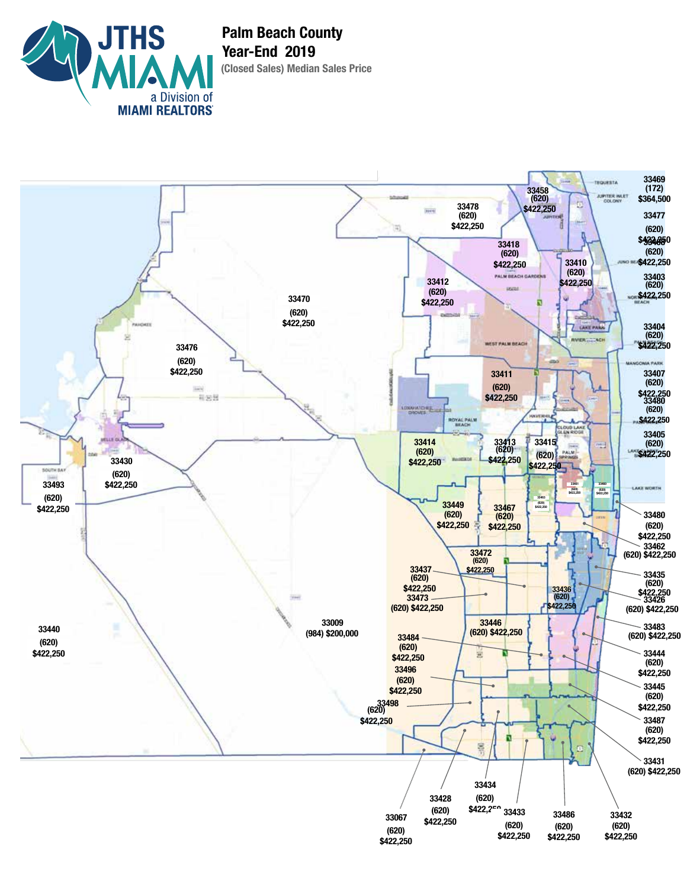# Palm Beach County
# Year-End 2019

**(Closed Sales) Median Sales Price**

| Zip Code | Closed Sales | Median Sales Price |
|---|---|---|
| 33458 | (620) | $422,250 |
| 33469 | (172) | $364,500 |
| 33477 | (620) | $422,250 |
| 33478 | (620) | $422,250 |
| 33418 | (620) | $422,250 |
| 33410 | (620) | $422,250 |
| 33408 | (620) | $422,250 |
| 33403 | (620) | $422,250 |
| 33412 | (620) | $422,250 |
| 33470 | (620) | $422,250 |
| 33404 | (620) | $422,250 |
| 33476 | (620) | $422,250 |
| 33411 | (620) | $422,250 |
| 33407 | (620) | $422,250 |
| 33480 | (620) | $422,250 |
| 33405 | (620) | $422,250 |
| 33414 | (620) | $422,250 |
| 33413 | (620) | $422,250 |
| 33415 | (620) | $422,250 |
| 33430 | (620) | $422,250 |
| 33493 | (620) | $422,250 |
| 33461 | (620) | $422,250 |
| 33460 | (620) | $422,250 |
| 33463 | (620) | $422,250 |
| 33449 | (620) | $422,250 |
| 33467 | (620) | $422,250 |
| 33480 | (620) | $422,250 |
| 33462 | (620) | $422,250 |
| 33472 | (620) | $422,250 |
| 33437 | (620) | $422,250 |
| 33435 | (620) | $422,250 |
| 33473 | (620) | $422,250 |
| 33436 | (620) | $422,250 |
| 33426 | (620) | $422,250 |
| 33009 | (984) | $200,000 |
| 33440 | (620) | $422,250 |
| 33446 | (620) | $422,250 |
| 33483 | (620) | $422,250 |
| 33484 | (620) | $422,250 |
| 33444 | (620) | $422,250 |
| 33496 | (620) | $422,250 |
| 33445 | (620) | $422,250 |
| 33498 | (620) | $422,250 |
| 33487 | (620) | $422,250 |
| 33431 | (620) | $422,250 |
| 33434 | (620) | $422,250 |
| 33428 | (620) | $422,250 |
| 33433 | (620) | $422,250 |
| 33067 | (620) | $422,250 |
| 33486 | (620) | $422,250 |
| 33432 | (620) | $422,250 |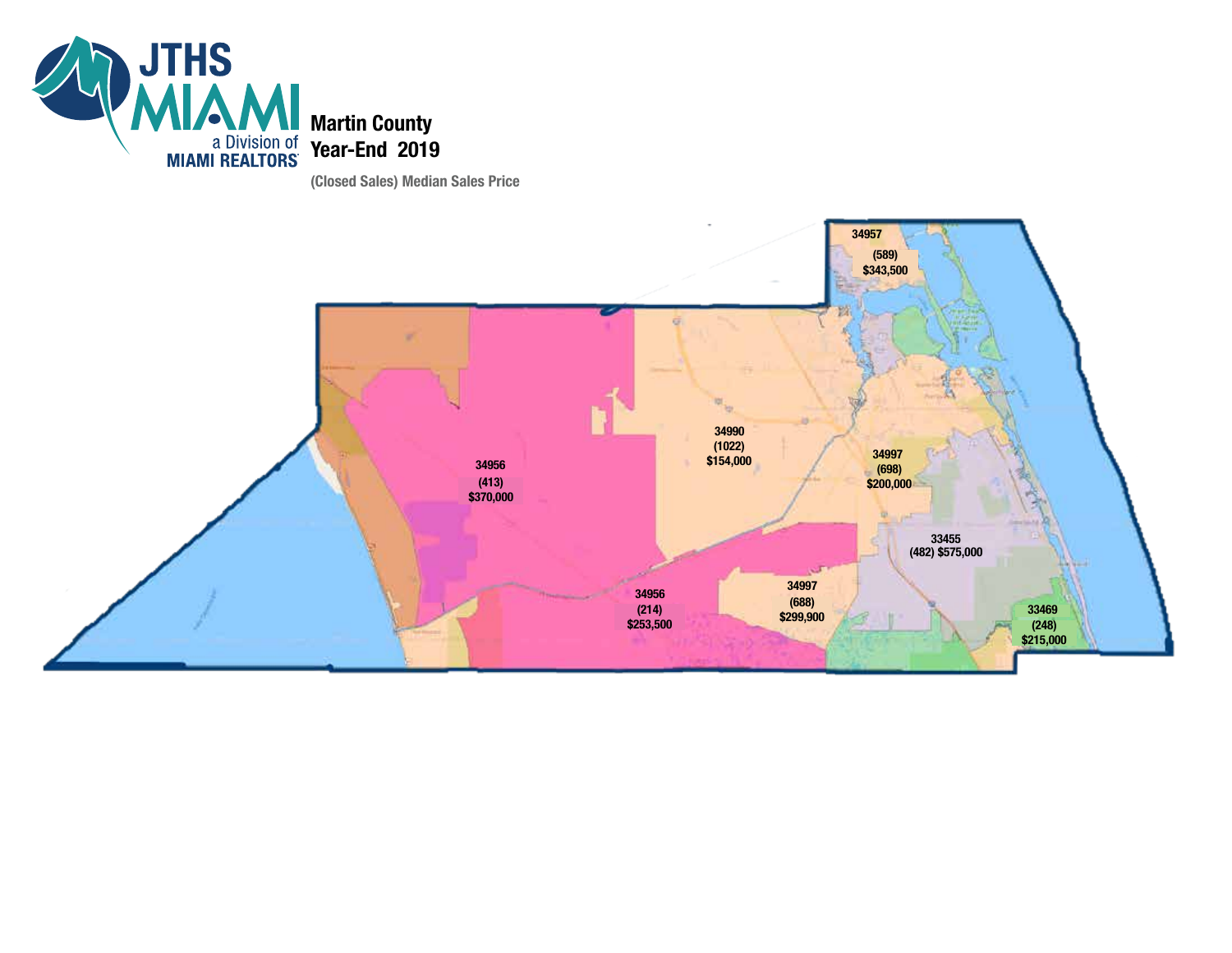JTHS MIAMI
a Division of MIAMI REALTORS

**Martin County**
**Year-End 2019**

(Closed Sales) Median Sales Price

34957
(589)
$343,500

34956
(413)
$370,000

34990
(1022)
$154,000

34997
(698)
$200,000

33455
(482) $575,000

34956
(214)
$253,500

34997
(688)
$299,900

33469
(248)
$215,000